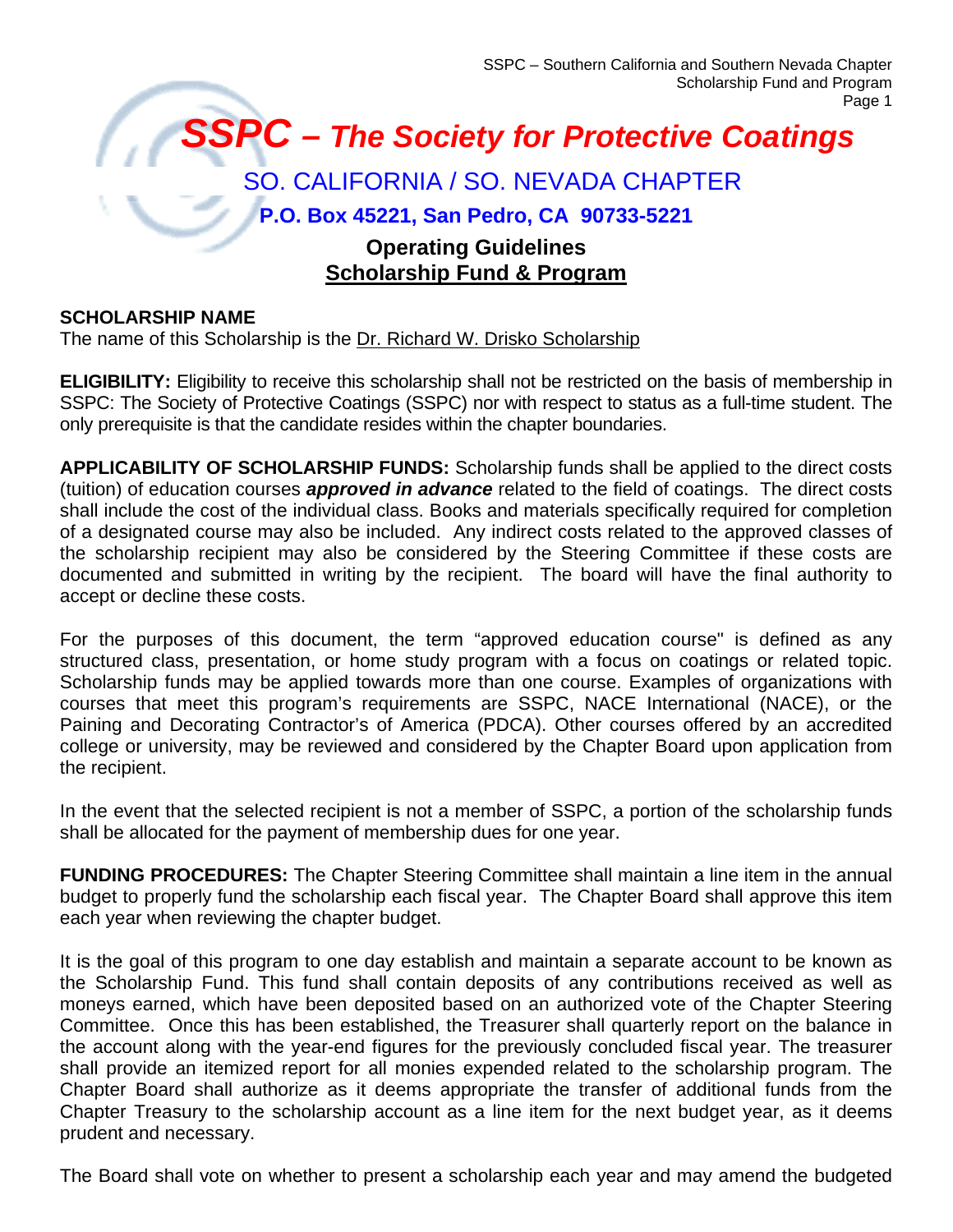# ***SSPC – The Society for Protective Coatings***

## SO. CALIFORNIA / SO. NEVADA CHAPTER

**P.O. Box 45221, San Pedro, CA 90733-5221**

## Operating Guidelines
## Scholarship Fund & Program

**SCHOLARSHIP NAME**

The name of this Scholarship is the Dr. Richard W. Drisko Scholarship

**ELIGIBILITY:** Eligibility to receive this scholarship shall not be restricted on the basis of membership in SSPC: The Society of Protective Coatings (SSPC) nor with respect to status as a full-time student. The only prerequisite is that the candidate resides within the chapter boundaries.

**APPLICABILITY OF SCHOLARSHIP FUNDS:** Scholarship funds shall be applied to the direct costs (tuition) of education courses ***approved in advance*** related to the field of coatings. The direct costs shall include the cost of the individual class. Books and materials specifically required for completion of a designated course may also be included. Any indirect costs related to the approved classes of the scholarship recipient may also be considered by the Steering Committee if these costs are documented and submitted in writing by the recipient. The board will have the final authority to accept or decline these costs.

For the purposes of this document, the term "approved education course" is defined as any structured class, presentation, or home study program with a focus on coatings or related topic. Scholarship funds may be applied towards more than one course. Examples of organizations with courses that meet this program's requirements are SSPC, NACE International (NACE), or the Paining and Decorating Contractor's of America (PDCA). Other courses offered by an accredited college or university, may be reviewed and considered by the Chapter Board upon application from the recipient.

In the event that the selected recipient is not a member of SSPC, a portion of the scholarship funds shall be allocated for the payment of membership dues for one year.

**FUNDING PROCEDURES:** The Chapter Steering Committee shall maintain a line item in the annual budget to properly fund the scholarship each fiscal year. The Chapter Board shall approve this item each year when reviewing the chapter budget.

It is the goal of this program to one day establish and maintain a separate account to be known as the Scholarship Fund. This fund shall contain deposits of any contributions received as well as moneys earned, which have been deposited based on an authorized vote of the Chapter Steering Committee. Once this has been established, the Treasurer shall quarterly report on the balance in the account along with the year-end figures for the previously concluded fiscal year. The treasurer shall provide an itemized report for all monies expended related to the scholarship program. The Chapter Board shall authorize as it deems appropriate the transfer of additional funds from the Chapter Treasury to the scholarship account as a line item for the next budget year, as it deems prudent and necessary.

The Board shall vote on whether to present a scholarship each year and may amend the budgeted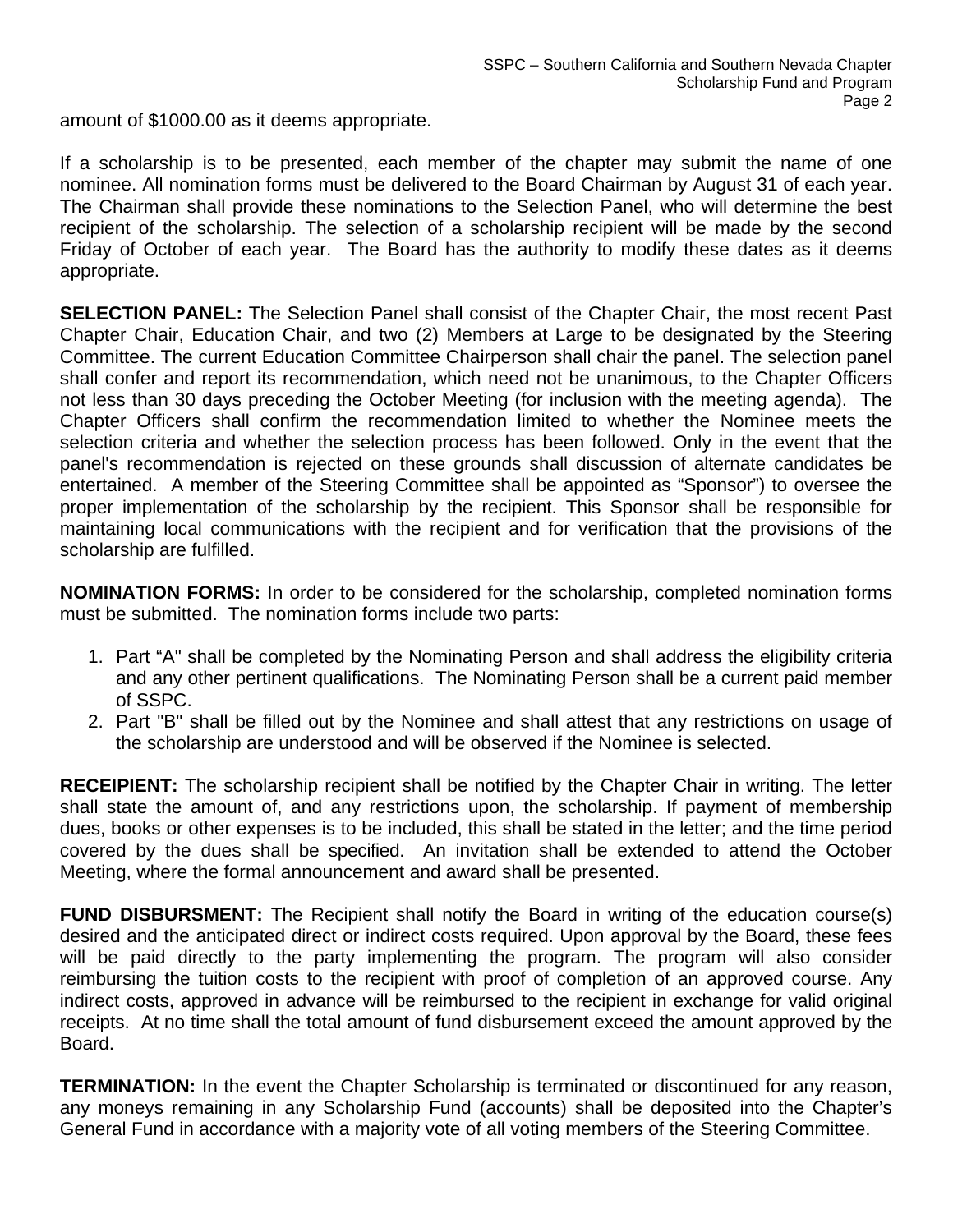amount of $1000.00 as it deems appropriate.

If a scholarship is to be presented, each member of the chapter may submit the name of one nominee. All nomination forms must be delivered to the Board Chairman by August 31 of each year. The Chairman shall provide these nominations to the Selection Panel, who will determine the best recipient of the scholarship. The selection of a scholarship recipient will be made by the second Friday of October of each year. The Board has the authority to modify these dates as it deems appropriate.

**SELECTION PANEL:** The Selection Panel shall consist of the Chapter Chair, the most recent Past Chapter Chair, Education Chair, and two (2) Members at Large to be designated by the Steering Committee. The current Education Committee Chairperson shall chair the panel. The selection panel shall confer and report its recommendation, which need not be unanimous, to the Chapter Officers not less than 30 days preceding the October Meeting (for inclusion with the meeting agenda). The Chapter Officers shall confirm the recommendation limited to whether the Nominee meets the selection criteria and whether the selection process has been followed. Only in the event that the panel's recommendation is rejected on these grounds shall discussion of alternate candidates be entertained. A member of the Steering Committee shall be appointed as "Sponsor") to oversee the proper implementation of the scholarship by the recipient. This Sponsor shall be responsible for maintaining local communications with the recipient and for verification that the provisions of the scholarship are fulfilled.

**NOMINATION FORMS:** In order to be considered for the scholarship, completed nomination forms must be submitted. The nomination forms include two parts:

1. Part "A" shall be completed by the Nominating Person and shall address the eligibility criteria and any other pertinent qualifications. The Nominating Person shall be a current paid member of SSPC.
2. Part "B" shall be filled out by the Nominee and shall attest that any restrictions on usage of the scholarship are understood and will be observed if the Nominee is selected.

**RECEIPIENT:** The scholarship recipient shall be notified by the Chapter Chair in writing. The letter shall state the amount of, and any restrictions upon, the scholarship. If payment of membership dues, books or other expenses is to be included, this shall be stated in the letter; and the time period covered by the dues shall be specified. An invitation shall be extended to attend the October Meeting, where the formal announcement and award shall be presented.

**FUND DISBURSMENT:** The Recipient shall notify the Board in writing of the education course(s) desired and the anticipated direct or indirect costs required. Upon approval by the Board, these fees will be paid directly to the party implementing the program. The program will also consider reimbursing the tuition costs to the recipient with proof of completion of an approved course. Any indirect costs, approved in advance will be reimbursed to the recipient in exchange for valid original receipts. At no time shall the total amount of fund disbursement exceed the amount approved by the Board.

**TERMINATION:** In the event the Chapter Scholarship is terminated or discontinued for any reason, any moneys remaining in any Scholarship Fund (accounts) shall be deposited into the Chapter's General Fund in accordance with a majority vote of all voting members of the Steering Committee.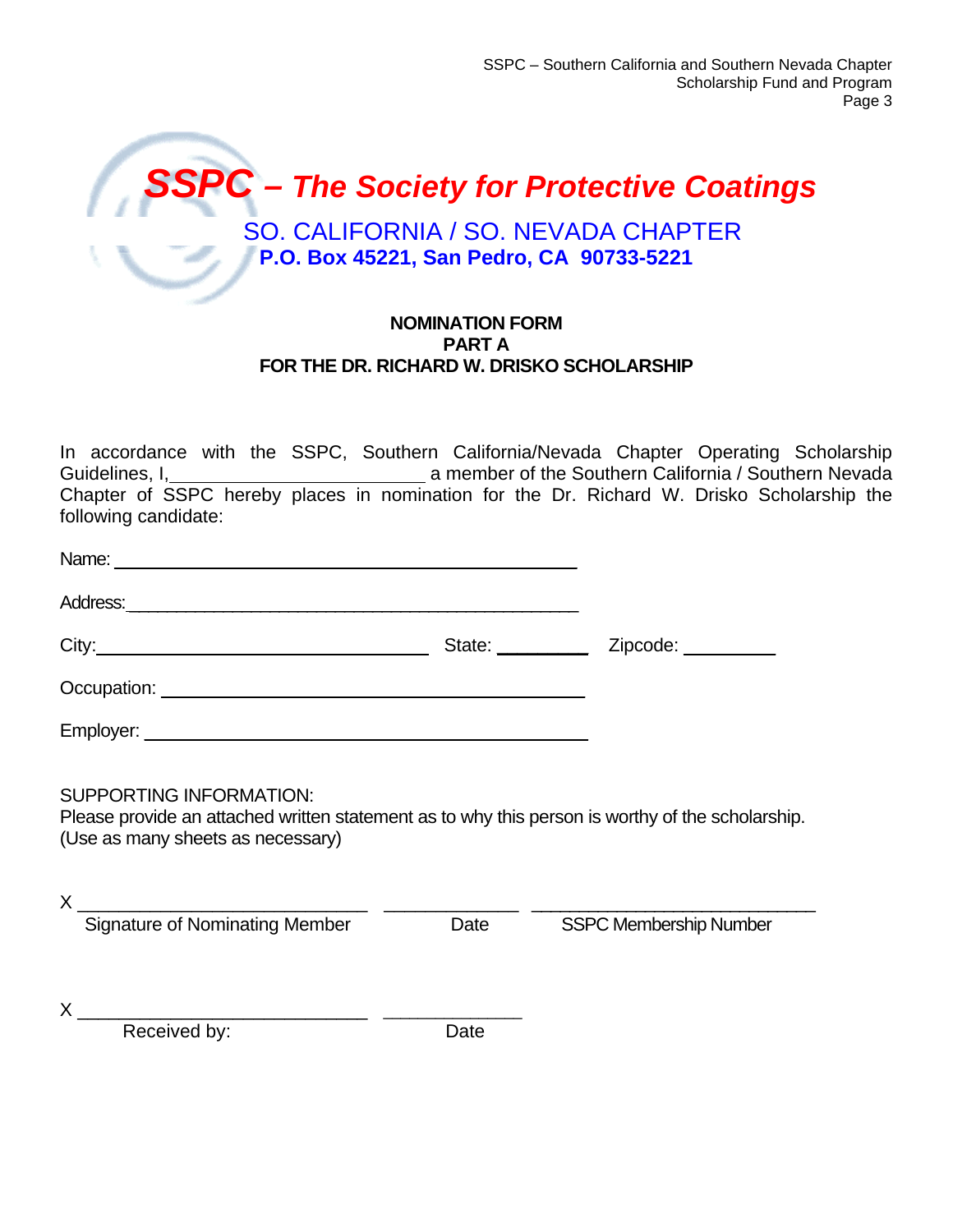# *SSPC – The Society for Protective Coatings*

SO. CALIFORNIA / SO. NEVADA CHAPTER

**P.O. Box 45221, San Pedro, CA 90733-5221**

**NOMINATION FORM**
**PART A**
**FOR THE DR. RICHARD W. DRISKO SCHOLARSHIP**

In accordance with the SSPC, Southern California/Nevada Chapter Operating Scholarship Guidelines, I,________________________ a member of the Southern California / Southern Nevada Chapter of SSPC hereby places in nomination for the Dr. Richard W. Drisko Scholarship the following candidate:

Name: ____________________________________________

Address:___________________________________________

City:_______________________________ State: _________ Zipcode: _________

Occupation: ________________________________________

Employer: _________________________________________

SUPPORTING INFORMATION:
Please provide an attached written statement as to why this person is worthy of the scholarship. (Use as many sheets as necessary)

X ____________________________ _____________ ___________________________
Signature of Nominating Member      Date      SSPC Membership Number

X ____________________________ _____________
Received by:      Date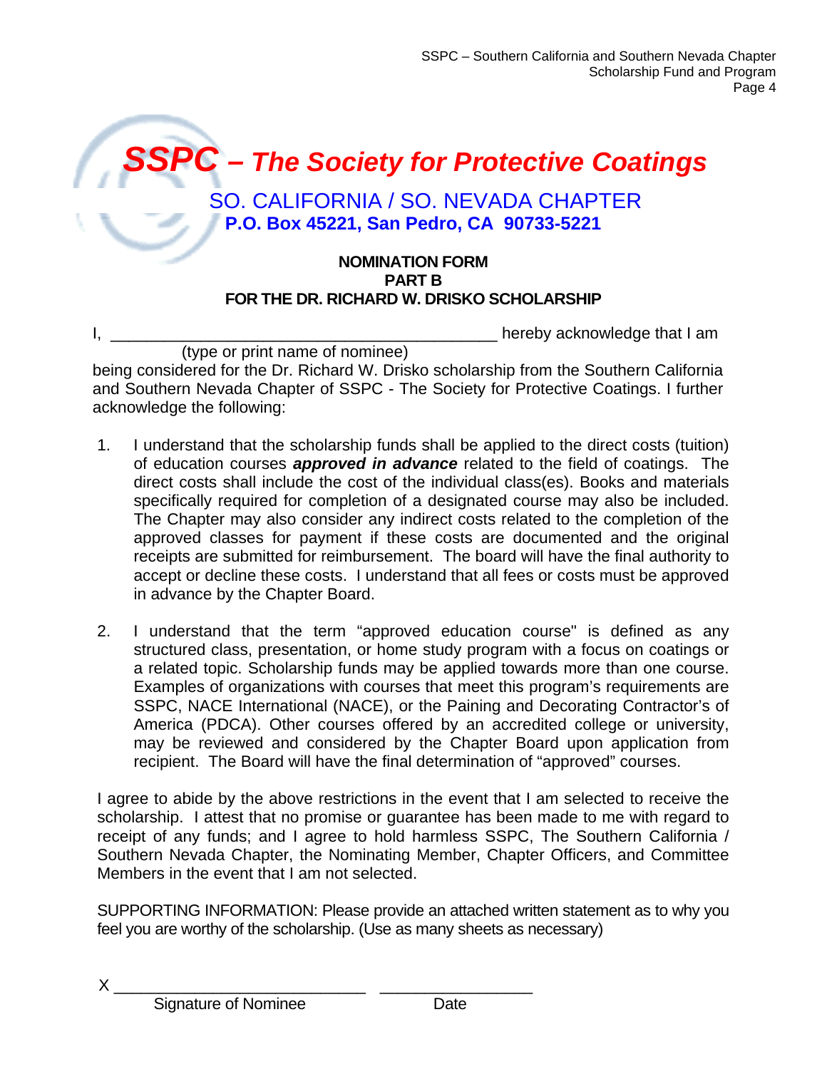# SSPC – *The Society for Protective Coatings*

## SO. CALIFORNIA / SO. NEVADA CHAPTER

**P.O. Box 45221, San Pedro, CA 90733-5221**

**NOMINATION FORM**
**PART B**
**FOR THE DR. RICHARD W. DRISKO SCHOLARSHIP**

I, ____________________________________________ hereby acknowledge that I am
(type or print name of nominee)
being considered for the Dr. Richard W. Drisko scholarship from the Southern California and Southern Nevada Chapter of SSPC - The Society for Protective Coatings. I further acknowledge the following:

1. I understand that the scholarship funds shall be applied to the direct costs (tuition) of education courses ***approved in advance*** related to the field of coatings. The direct costs shall include the cost of the individual class(es). Books and materials specifically required for completion of a designated course may also be included. The Chapter may also consider any indirect costs related to the completion of the approved classes for payment if these costs are documented and the original receipts are submitted for reimbursement. The board will have the final authority to accept or decline these costs. I understand that all fees or costs must be approved in advance by the Chapter Board.

2. I understand that the term "approved education course" is defined as any structured class, presentation, or home study program with a focus on coatings or a related topic. Scholarship funds may be applied towards more than one course. Examples of organizations with courses that meet this program's requirements are SSPC, NACE International (NACE), or the Paining and Decorating Contractor's of America (PDCA). Other courses offered by an accredited college or university, may be reviewed and considered by the Chapter Board upon application from recipient. The Board will have the final determination of "approved" courses.

I agree to abide by the above restrictions in the event that I am selected to receive the scholarship. I attest that no promise or guarantee has been made to me with regard to receipt of any funds; and I agree to hold harmless SSPC, The Southern California / Southern Nevada Chapter, the Nominating Member, Chapter Officers, and Committee Members in the event that I am not selected.

SUPPORTING INFORMATION: Please provide an attached written statement as to why you feel you are worthy of the scholarship. (Use as many sheets as necessary)

X ____________________________ _________________
Signature of Nominee Date